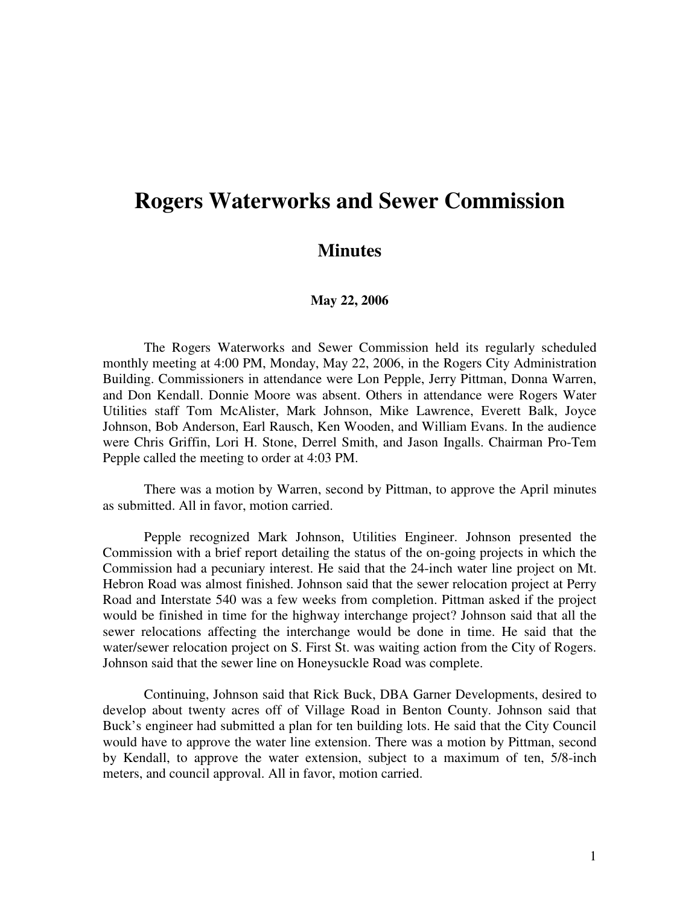# Rogers Waterworks and Sewer Commission

## Minutes

**May 22, 2006**

The Rogers Waterworks and Sewer Commission held its regularly scheduled monthly meeting at 4:00 PM, Monday, May 22, 2006, in the Rogers City Administration Building. Commissioners in attendance were Lon Pepple, Jerry Pittman, Donna Warren, and Don Kendall. Donnie Moore was absent. Others in attendance were Rogers Water Utilities staff Tom McAlister, Mark Johnson, Mike Lawrence, Everett Balk, Joyce Johnson, Bob Anderson, Earl Rausch, Ken Wooden, and William Evans. In the audience were Chris Griffin, Lori H. Stone, Derrel Smith, and Jason Ingalls. Chairman Pro-Tem Pepple called the meeting to order at 4:03 PM.

There was a motion by Warren, second by Pittman, to approve the April minutes as submitted. All in favor, motion carried.

Pepple recognized Mark Johnson, Utilities Engineer. Johnson presented the Commission with a brief report detailing the status of the on-going projects in which the Commission had a pecuniary interest. He said that the 24-inch water line project on Mt. Hebron Road was almost finished. Johnson said that the sewer relocation project at Perry Road and Interstate 540 was a few weeks from completion. Pittman asked if the project would be finished in time for the highway interchange project? Johnson said that all the sewer relocations affecting the interchange would be done in time. He said that the water/sewer relocation project on S. First St. was waiting action from the City of Rogers. Johnson said that the sewer line on Honeysuckle Road was complete.

Continuing, Johnson said that Rick Buck, DBA Garner Developments, desired to develop about twenty acres off of Village Road in Benton County. Johnson said that Buck's engineer had submitted a plan for ten building lots. He said that the City Council would have to approve the water line extension. There was a motion by Pittman, second by Kendall, to approve the water extension, subject to a maximum of ten, 5/8-inch meters, and council approval. All in favor, motion carried.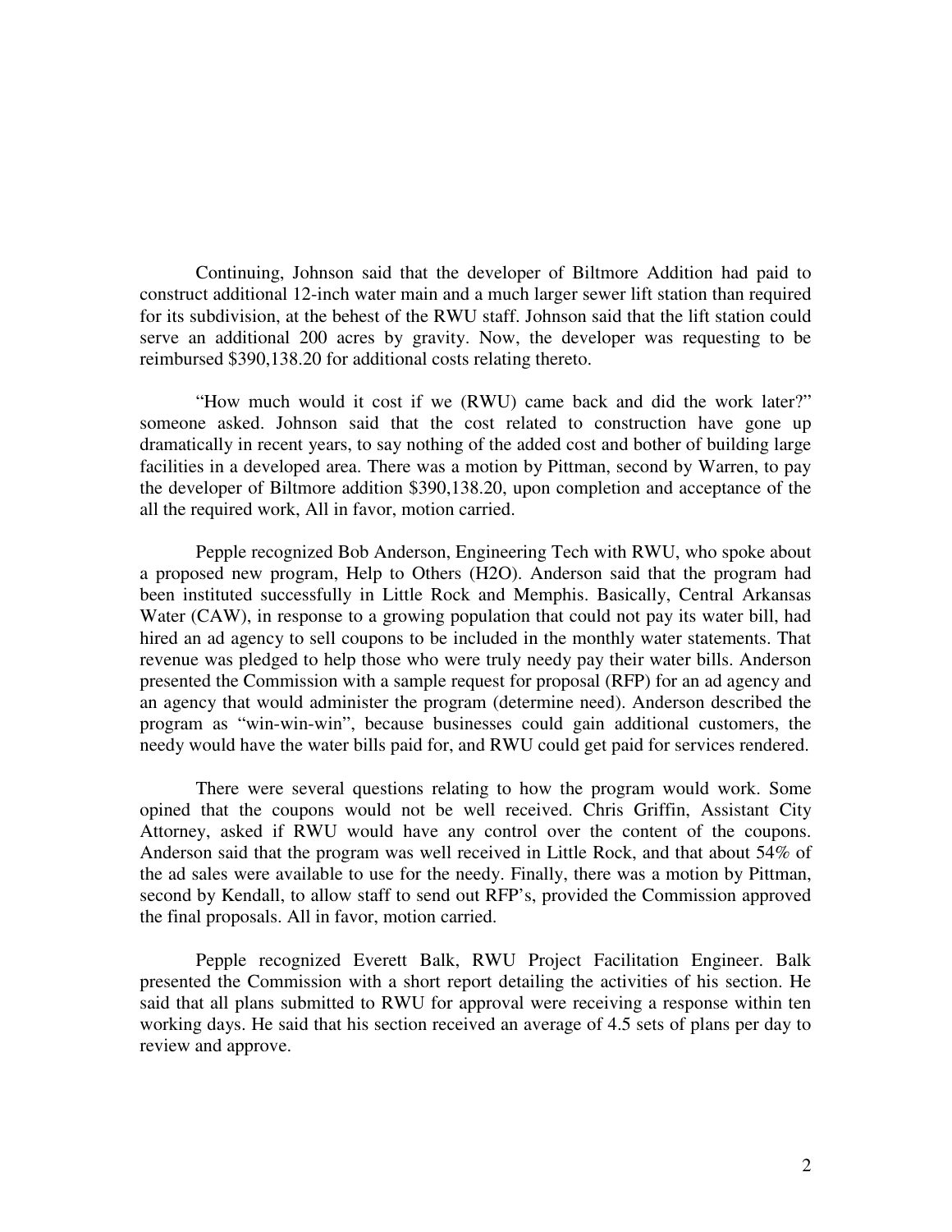Continuing, Johnson said that the developer of Biltmore Addition had paid to construct additional 12-inch water main and a much larger sewer lift station than required for its subdivision, at the behest of the RWU staff. Johnson said that the lift station could serve an additional 200 acres by gravity. Now, the developer was requesting to be reimbursed $390,138.20 for additional costs relating thereto.

"How much would it cost if we (RWU) came back and did the work later?" someone asked. Johnson said that the cost related to construction have gone up dramatically in recent years, to say nothing of the added cost and bother of building large facilities in a developed area. There was a motion by Pittman, second by Warren, to pay the developer of Biltmore addition $390,138.20, upon completion and acceptance of the all the required work, All in favor, motion carried.

Pepple recognized Bob Anderson, Engineering Tech with RWU, who spoke about a proposed new program, Help to Others (H2O). Anderson said that the program had been instituted successfully in Little Rock and Memphis. Basically, Central Arkansas Water (CAW), in response to a growing population that could not pay its water bill, had hired an ad agency to sell coupons to be included in the monthly water statements. That revenue was pledged to help those who were truly needy pay their water bills. Anderson presented the Commission with a sample request for proposal (RFP) for an ad agency and an agency that would administer the program (determine need). Anderson described the program as "win-win-win", because businesses could gain additional customers, the needy would have the water bills paid for, and RWU could get paid for services rendered.

There were several questions relating to how the program would work. Some opined that the coupons would not be well received. Chris Griffin, Assistant City Attorney, asked if RWU would have any control over the content of the coupons. Anderson said that the program was well received in Little Rock, and that about 54% of the ad sales were available to use for the needy. Finally, there was a motion by Pittman, second by Kendall, to allow staff to send out RFP's, provided the Commission approved the final proposals. All in favor, motion carried.

Pepple recognized Everett Balk, RWU Project Facilitation Engineer. Balk presented the Commission with a short report detailing the activities of his section. He said that all plans submitted to RWU for approval were receiving a response within ten working days. He said that his section received an average of 4.5 sets of plans per day to review and approve.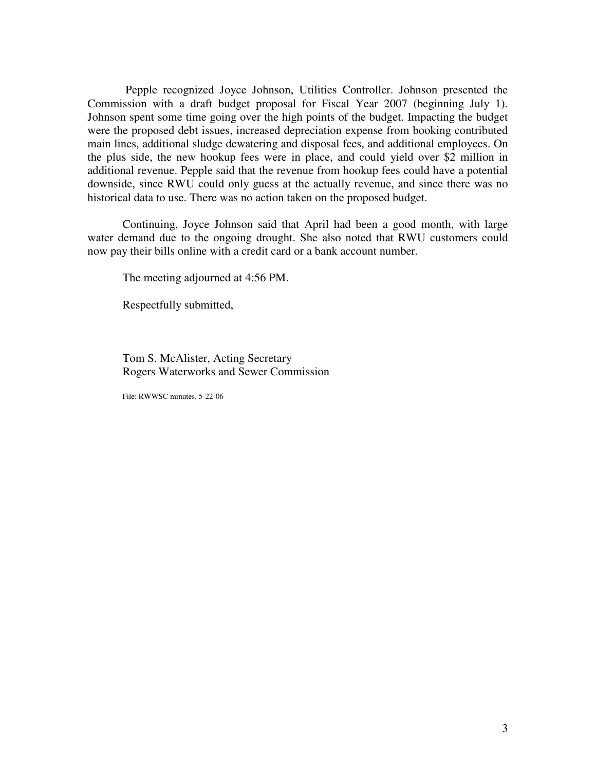Pepple recognized Joyce Johnson, Utilities Controller. Johnson presented the Commission with a draft budget proposal for Fiscal Year 2007 (beginning July 1). Johnson spent some time going over the high points of the budget. Impacting the budget were the proposed debt issues, increased depreciation expense from booking contributed main lines, additional sludge dewatering and disposal fees, and additional employees. On the plus side, the new hookup fees were in place, and could yield over $2 million in additional revenue. Pepple said that the revenue from hookup fees could have a potential downside, since RWU could only guess at the actually revenue, and since there was no historical data to use. There was no action taken on the proposed budget.

Continuing, Joyce Johnson said that April had been a good month, with large water demand due to the ongoing drought. She also noted that RWU customers could now pay their bills online with a credit card or a bank account number.

The meeting adjourned at 4:56 PM.

Respectfully submitted,

Tom S. McAlister, Acting Secretary
Rogers Waterworks and Sewer Commission

File: RWWSC minutes, 5-22-06